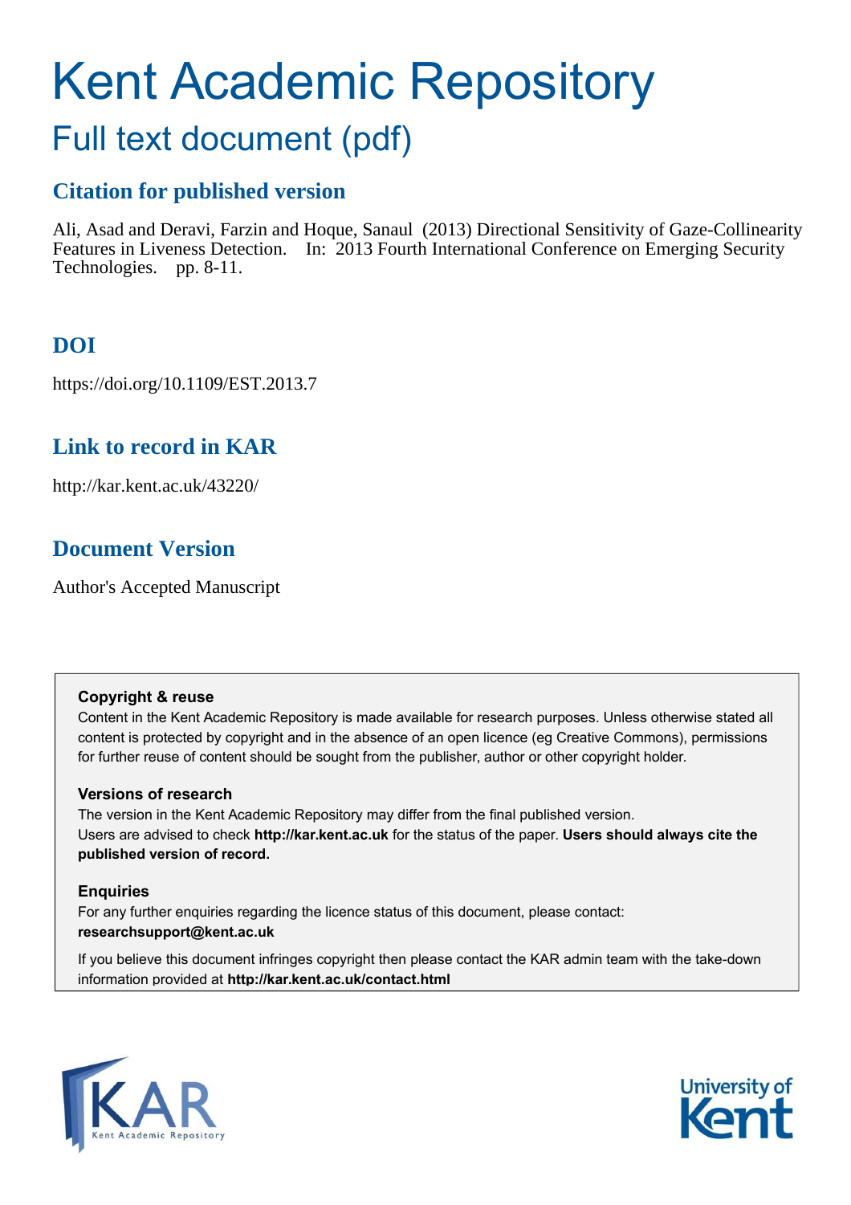# Kent Academic Repository

## Full text document (pdf)

### Citation for published version

Ali, Asad and Deravi, Farzin and Hoque, Sanaul (2013) Directional Sensitivity of Gaze-Collinearity Features in Liveness Detection. In: 2013 Fourth International Conference on Emerging Security Technologies. pp. 8-11.

### DOI

https://doi.org/10.1109/EST.2013.7

### Link to record in KAR

http://kar.kent.ac.uk/43220/

### Document Version

Author's Accepted Manuscript

**Copyright & reuse**

Content in the Kent Academic Repository is made available for research purposes. Unless otherwise stated all content is protected by copyright and in the absence of an open licence (eg Creative Commons), permissions for further reuse of content should be sought from the publisher, author or other copyright holder.

**Versions of research**

The version in the Kent Academic Repository may differ from the final published version. Users are advised to check **http://kar.kent.ac.uk** for the status of the paper. **Users should always cite the published version of record.**

**Enquiries**

For any further enquiries regarding the licence status of this document, please contact: **researchsupport@kent.ac.uk**

If you believe this document infringes copyright then please contact the KAR admin team with the take-down information provided at **http://kar.kent.ac.uk/contact.html**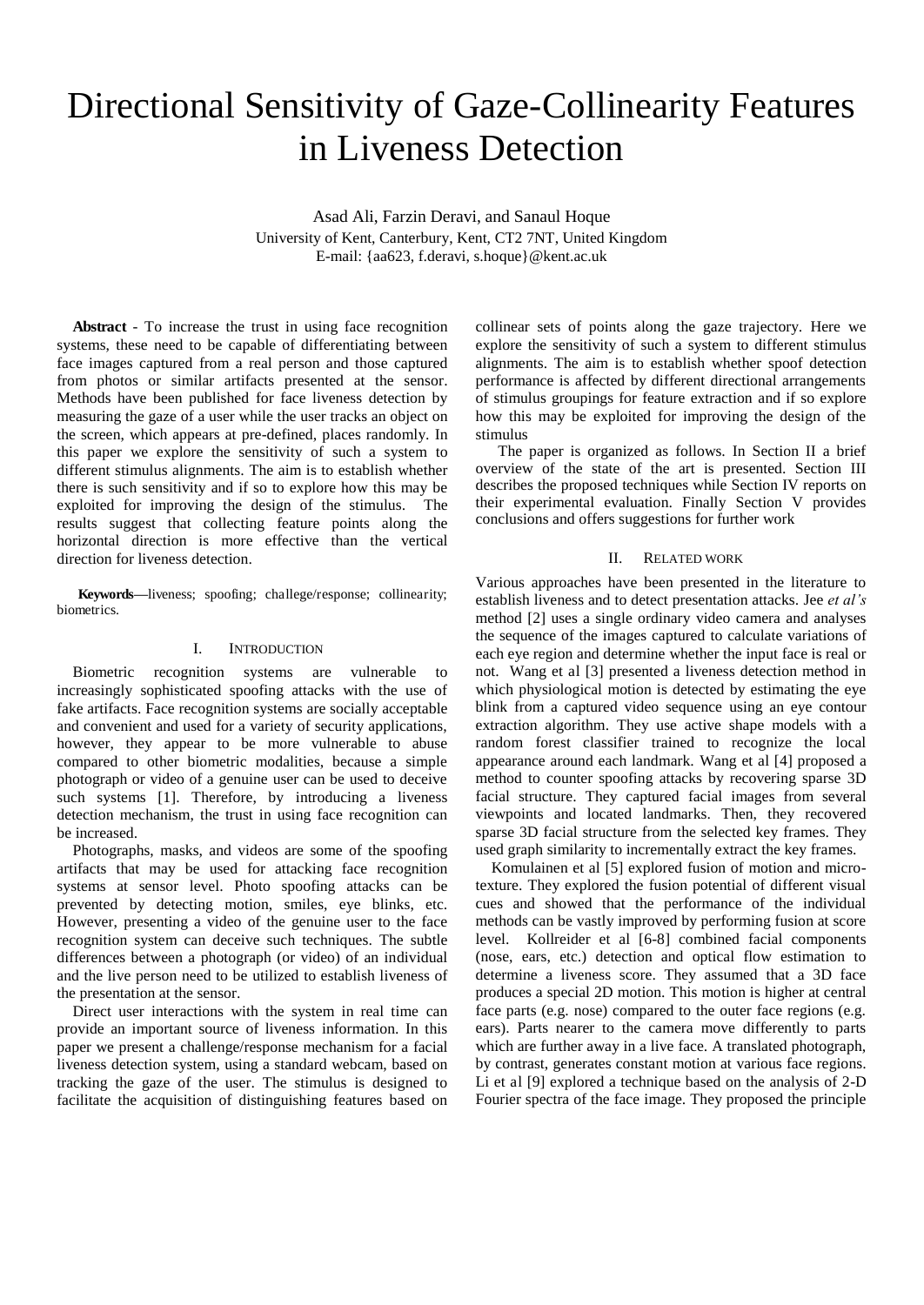# Directional Sensitivity of Gaze-Collinearity Features in Liveness Detection

Asad Ali, Farzin Deravi, and Sanaul Hoque
University of Kent, Canterbury, Kent, CT2 7NT, United Kingdom
E-mail: {aa623, f.deravi, s.hoque}@kent.ac.uk

**Abstract** - To increase the trust in using face recognition systems, these need to be capable of differentiating between face images captured from a real person and those captured from photos or similar artifacts presented at the sensor. Methods have been published for face liveness detection by measuring the gaze of a user while the user tracks an object on the screen, which appears at pre-defined, places randomly. In this paper we explore the sensitivity of such a system to different stimulus alignments. The aim is to establish whether there is such sensitivity and if so to explore how this may be exploited for improving the design of the stimulus. The results suggest that collecting feature points along the horizontal direction is more effective than the vertical direction for liveness detection.

**Keywords**—liveness; spoofing; challege/response; collinearity; biometrics.

## I. Introduction

Biometric recognition systems are vulnerable to increasingly sophisticated spoofing attacks with the use of fake artifacts. Face recognition systems are socially acceptable and convenient and used for a variety of security applications, however, they appear to be more vulnerable to abuse compared to other biometric modalities, because a simple photograph or video of a genuine user can be used to deceive such systems [1]. Therefore, by introducing a liveness detection mechanism, the trust in using face recognition can be increased.

Photographs, masks, and videos are some of the spoofing artifacts that may be used for attacking face recognition systems at sensor level. Photo spoofing attacks can be prevented by detecting motion, smiles, eye blinks, etc. However, presenting a video of the genuine user to the face recognition system can deceive such techniques. The subtle differences between a photograph (or video) of an individual and the live person need to be utilized to establish liveness of the presentation at the sensor.

Direct user interactions with the system in real time can provide an important source of liveness information. In this paper we present a challenge/response mechanism for a facial liveness detection system, using a standard webcam, based on tracking the gaze of the user. The stimulus is designed to facilitate the acquisition of distinguishing features based on collinear sets of points along the gaze trajectory. Here we explore the sensitivity of such a system to different stimulus alignments. The aim is to establish whether spoof detection performance is affected by different directional arrangements of stimulus groupings for feature extraction and if so explore how this may be exploited for improving the design of the stimulus

The paper is organized as follows. In Section II a brief overview of the state of the art is presented. Section III describes the proposed techniques while Section IV reports on their experimental evaluation. Finally Section V provides conclusions and offers suggestions for further work

## II. Related work

Various approaches have been presented in the literature to establish liveness and to detect presentation attacks. Jee *et al's* method [2] uses a single ordinary video camera and analyses the sequence of the images captured to calculate variations of each eye region and determine whether the input face is real or not. Wang et al [3] presented a liveness detection method in which physiological motion is detected by estimating the eye blink from a captured video sequence using an eye contour extraction algorithm. They use active shape models with a random forest classifier trained to recognize the local appearance around each landmark. Wang et al [4] proposed a method to counter spoofing attacks by recovering sparse 3D facial structure. They captured facial images from several viewpoints and located landmarks. Then, they recovered sparse 3D facial structure from the selected key frames. They used graph similarity to incrementally extract the key frames.

Komulainen et al [5] explored fusion of motion and micro-texture. They explored the fusion potential of different visual cues and showed that the performance of the individual methods can be vastly improved by performing fusion at score level. Kollreider et al [6-8] combined facial components (nose, ears, etc.) detection and optical flow estimation to determine a liveness score. They assumed that a 3D face produces a special 2D motion. This motion is higher at central face parts (e.g. nose) compared to the outer face regions (e.g. ears). Parts nearer to the camera move differently to parts which are further away in a live face. A translated photograph, by contrast, generates constant motion at various face regions. Li et al [9] explored a technique based on the analysis of 2-D Fourier spectra of the face image. They proposed the principle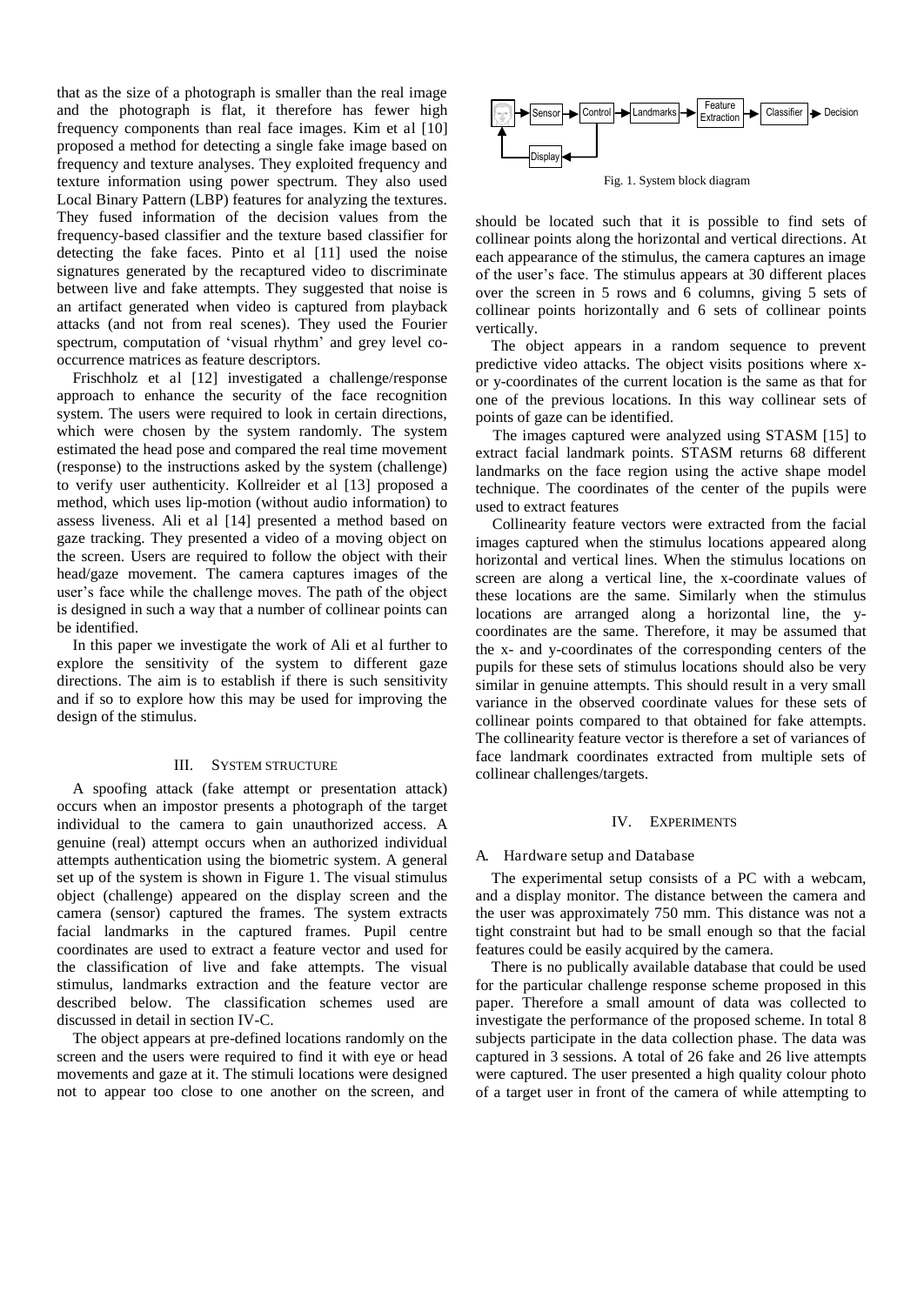that as the size of a photograph is smaller than the real image and the photograph is flat, it therefore has fewer high frequency components than real face images. Kim et al [10] proposed a method for detecting a single fake image based on frequency and texture analyses. They exploited frequency and texture information using power spectrum. They also used Local Binary Pattern (LBP) features for analyzing the textures. They fused information of the decision values from the frequency-based classifier and the texture based classifier for detecting the fake faces. Pinto et al [11] used the noise signatures generated by the recaptured video to discriminate between live and fake attempts. They suggested that noise is an artifact generated when video is captured from playback attacks (and not from real scenes). They used the Fourier spectrum, computation of 'visual rhythm' and grey level co-occurrence matrices as feature descriptors.

Frischholz et al [12] investigated a challenge/response approach to enhance the security of the face recognition system. The users were required to look in certain directions, which were chosen by the system randomly. The system estimated the head pose and compared the real time movement (response) to the instructions asked by the system (challenge) to verify user authenticity. Kollreider et al [13] proposed a method, which uses lip-motion (without audio information) to assess liveness. Ali et al [14] presented a method based on gaze tracking. They presented a video of a moving object on the screen. Users are required to follow the object with their head/gaze movement. The camera captures images of the user's face while the challenge moves. The path of the object is designed in such a way that a number of collinear points can be identified.

In this paper we investigate the work of Ali et al further to explore the sensitivity of the system to different gaze directions. The aim is to establish if there is such sensitivity and if so to explore how this may be used for improving the design of the stimulus.

## III. System Structure

A spoofing attack (fake attempt or presentation attack) occurs when an impostor presents a photograph of the target individual to the camera to gain unauthorized access. A genuine (real) attempt occurs when an authorized individual attempts authentication using the biometric system. A general set up of the system is shown in Figure 1. The visual stimulus object (challenge) appeared on the display screen and the camera (sensor) captured the frames. The system extracts facial landmarks in the captured frames. Pupil centre coordinates are used to extract a feature vector and used for the classification of live and fake attempts. The visual stimulus, landmarks extraction and the feature vector are described below. The classification schemes used are discussed in detail in section IV-C.

The object appears at pre-defined locations randomly on the screen and the users were required to find it with eye or head movements and gaze at it. The stimuli locations were designed not to appear too close to one another on the screen, and should be located such that it is possible to find sets of collinear points along the horizontal and vertical directions. At each appearance of the stimulus, the camera captures an image of the user's face. The stimulus appears at 30 different places over the screen in 5 rows and 6 columns, giving 5 sets of collinear points horizontally and 6 sets of collinear points vertically.

Sensor → Control → Landmarks → Feature Extraction → Classifier → Decision; Control → Display

Fig. 1. System block diagram

The object appears in a random sequence to prevent predictive video attacks. The object visits positions where x- or y-coordinates of the current location is the same as that for one of the previous locations. In this way collinear sets of points of gaze can be identified.

The images captured were analyzed using STASM [15] to extract facial landmark points. STASM returns 68 different landmarks on the face region using the active shape model technique. The coordinates of the center of the pupils were used to extract features

Collinearity feature vectors were extracted from the facial images captured when the stimulus locations appeared along horizontal and vertical lines. When the stimulus locations on screen are along a vertical line, the x-coordinate values of these locations are the same. Similarly when the stimulus locations are arranged along a horizontal line, the y-coordinates are the same. Therefore, it may be assumed that the x- and y-coordinates of the corresponding centers of the pupils for these sets of stimulus locations should also be very similar in genuine attempts. This should result in a very small variance in the observed coordinate values for these sets of collinear points compared to that obtained for fake attempts. The collinearity feature vector is therefore a set of variances of face landmark coordinates extracted from multiple sets of collinear challenges/targets.

## IV. Experiments

### A. Hardware setup and Database

The experimental setup consists of a PC with a webcam, and a display monitor. The distance between the camera and the user was approximately 750 mm. This distance was not a tight constraint but had to be small enough so that the facial features could be easily acquired by the camera.

There is no publically available database that could be used for the particular challenge response scheme proposed in this paper. Therefore a small amount of data was collected to investigate the performance of the proposed scheme. In total 8 subjects participate in the data collection phase. The data was captured in 3 sessions. A total of 26 fake and 26 live attempts were captured. The user presented a high quality colour photo of a target user in front of the camera of while attempting to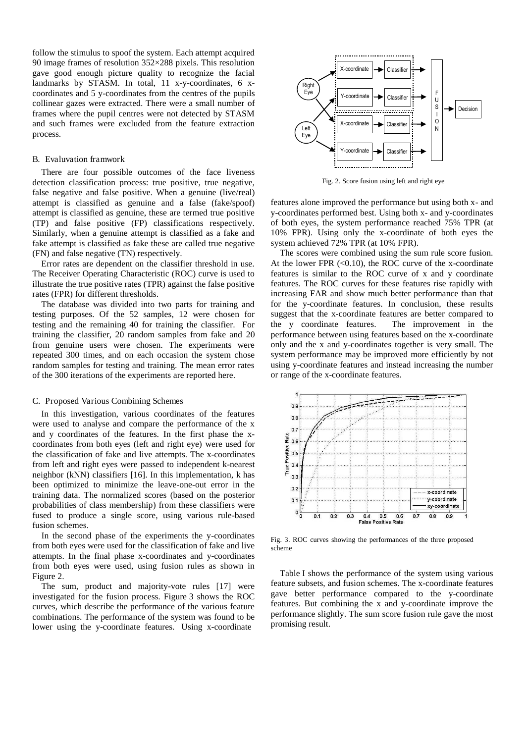follow the stimulus to spoof the system. Each attempt acquired 90 image frames of resolution 352×288 pixels. This resolution gave good enough picture quality to recognize the facial landmarks by STASM. In total, 11 x-y-coordinates, 6 x-coordinates and 5 y-coordinates from the centres of the pupils collinear gazes were extracted. There were a small number of frames where the pupil centres were not detected by STASM and such frames were excluded from the feature extraction process.

### B. Evaluvation framwork

There are four possible outcomes of the face liveness detection classification process: true positive, true negative, false negative and false positive. When a genuine (live/real) attempt is classified as genuine and a false (fake/spoof) attempt is classified as genuine, these are termed true positive (TP) and false positive (FP) classifications respectively. Similarly, when a genuine attempt is classified as a fake and fake attempt is classified as fake these are called true negative (FN) and false negative (TN) respectively.

Error rates are dependent on the classifier threshold in use. The Receiver Operating Characteristic (ROC) curve is used to illustrate the true positive rates (TPR) against the false positive rates (FPR) for different thresholds.

The database was divided into two parts for training and testing purposes. Of the 52 samples, 12 were chosen for testing and the remaining 40 for training the classifier. For training the classifier, 20 random samples from fake and 20 from genuine users were chosen. The experiments were repeated 300 times, and on each occasion the system chose random samples for testing and training. The mean error rates of the 300 iterations of the experiments are reported here.

### C. Proposed Various Combining Schemes

In this investigation, various coordinates of the features were used to analyse and compare the performance of the x and y coordinates of the features. In the first phase the x-coordinates from both eyes (left and right eye) were used for the classification of fake and live attempts. The x-coordinates from left and right eyes were passed to independent k-nearest neighbor (kNN) classifiers [16]. In this implementation, k has been optimized to minimize the leave-one-out error in the training data. The normalized scores (based on the posterior probabilities of class membership) from these classifiers were fused to produce a single score, using various rule-based fusion schemes.

In the second phase of the experiments the y-coordinates from both eyes were used for the classification of fake and live attempts. In the final phase x-coordinates and y-coordinates from both eyes were used, using fusion rules as shown in Figure 2.

The sum, product and majority-vote rules [17] were investigated for the fusion process. Figure 3 shows the ROC curves, which describe the performance of the various feature combinations. The performance of the system was found to be lower using the y-coordinate features. Using x-coordinate

Fig. 2. Score fusion using left and right eye

features alone improved the performance but using both x- and y-coordinates performed best. Using both x- and y-coordinates of both eyes, the system performance reached 75% TPR (at 10% FPR). Using only the x-coordinate of both eyes the system achieved 72% TPR (at 10% FPR).

The scores were combined using the sum rule score fusion. At the lower FPR (<0.10), the ROC curve of the x-coordinate features is similar to the ROC curve of x and y coordinate features. The ROC curves for these features rise rapidly with increasing FAR and show much better performance than that for the y-coordinate features. In conclusion, these results suggest that the x-coordinate features are better compared to the y coordinate features. The improvement in the performance between using features based on the x-coordinate only and the x and y-coordinates together is very small. The system performance may be improved more efficiently by not using y-coordinate features and instead increasing the number or range of the x-coordinate features.

Fig. 3. ROC curves showing the performances of the three proposed scheme

Table I shows the performance of the system using various feature subsets, and fusion schemes. The x-coordinate features gave better performance compared to the y-coordinate features. But combining the x and y-coordinate improve the performance slightly. The sum score fusion rule gave the most promising result.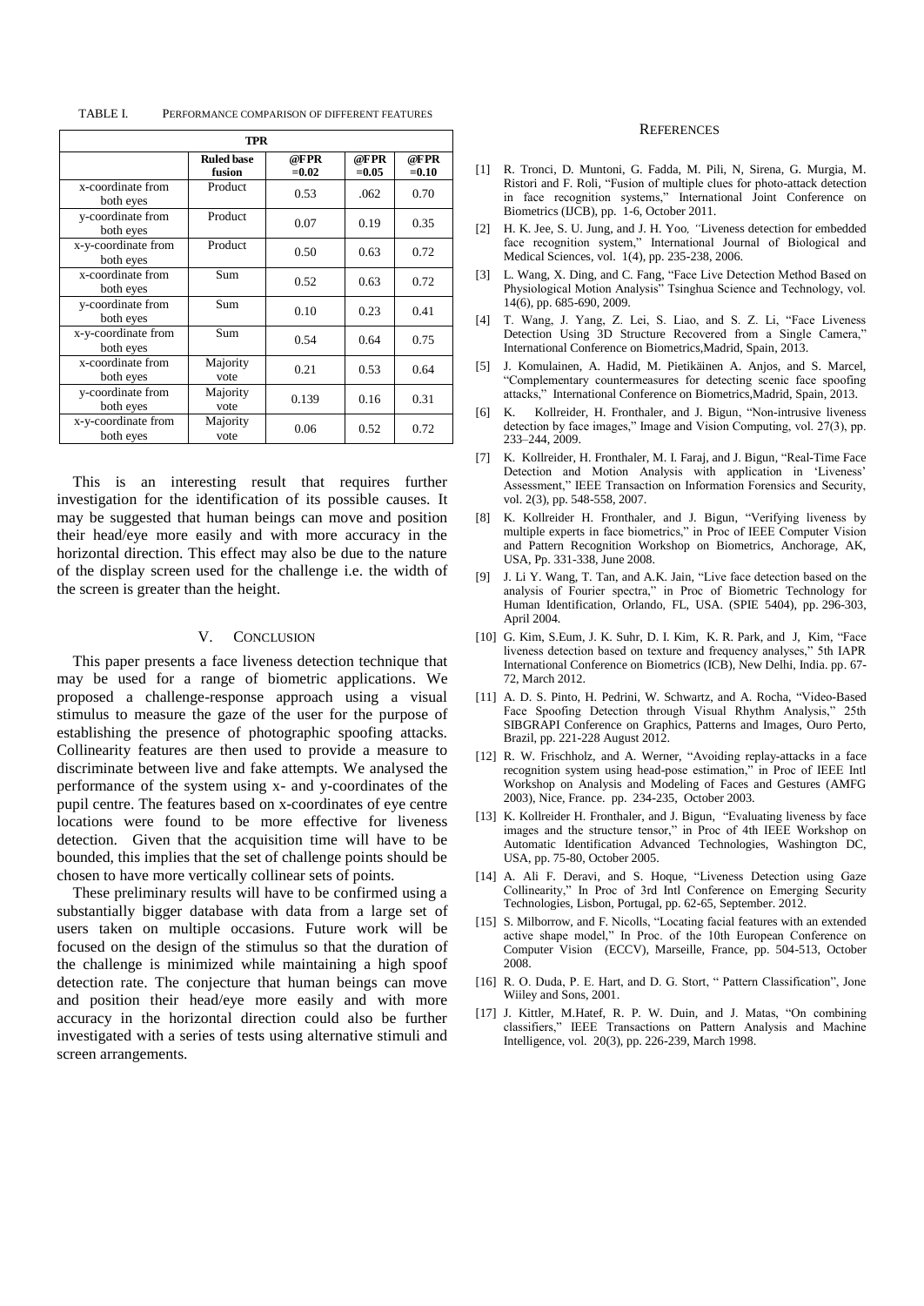TABLE I. PERFORMANCE COMPARISON OF DIFFERENT FEATURES

| TPR | | | | |
|---|---|---|---|---|
| | **Ruled base fusion** | **@FPR =0.02** | **@FPR =0.05** | **@FPR =0.10** |
| x-coordinate from both eyes | Product | 0.53 | .062 | 0.70 |
| y-coordinate from both eyes | Product | 0.07 | 0.19 | 0.35 |
| x-y-coordinate from both eyes | Product | 0.50 | 0.63 | 0.72 |
| x-coordinate from both eyes | Sum | 0.52 | 0.63 | 0.72 |
| y-coordinate from both eyes | Sum | 0.10 | 0.23 | 0.41 |
| x-y-coordinate from both eyes | Sum | 0.54 | 0.64 | 0.75 |
| x-coordinate from both eyes | Majority vote | 0.21 | 0.53 | 0.64 |
| y-coordinate from both eyes | Majority vote | 0.139 | 0.16 | 0.31 |
| x-y-coordinate from both eyes | Majority vote | 0.06 | 0.52 | 0.72 |

This is an interesting result that requires further investigation for the identification of its possible causes. It may be suggested that human beings can move and position their head/eye more easily and with more accuracy in the horizontal direction. This effect may also be due to the nature of the display screen used for the challenge i.e. the width of the screen is greater than the height.

## V. CONCLUSION

This paper presents a face liveness detection technique that may be used for a range of biometric applications. We proposed a challenge-response approach using a visual stimulus to measure the gaze of the user for the purpose of establishing the presence of photographic spoofing attacks. Collinearity features are then used to provide a measure to discriminate between live and fake attempts. We analysed the performance of the system using x- and y-coordinates of the pupil centre. The features based on x-coordinates of eye centre locations were found to be more effective for liveness detection. Given that the acquisition time will have to be bounded, this implies that the set of challenge points should be chosen to have more vertically collinear sets of points.

These preliminary results will have to be confirmed using a substantially bigger database with data from a large set of users taken on multiple occasions. Future work will be focused on the design of the stimulus so that the duration of the challenge is minimized while maintaining a high spoof detection rate. The conjecture that human beings can move and position their head/eye more easily and with more accuracy in the horizontal direction could also be further investigated with a series of tests using alternative stimuli and screen arrangements.

## REFERENCES

[1] R. Tronci, D. Muntoni, G. Fadda, M. Pili, N, Sirena, G. Murgia, M. Ristori and F. Roli, "Fusion of multiple clues for photo-attack detection in face recognition systems," International Joint Conference on Biometrics (IJCB), pp. 1-6, October 2011.

[2] H. K. Jee, S. U. Jung, and J. H. Yoo, "Liveness detection for embedded face recognition system," International Journal of Biological and Medical Sciences, vol. 1(4), pp. 235-238, 2006.

[3] L. Wang, X. Ding, and C. Fang, "Face Live Detection Method Based on Physiological Motion Analysis" Tsinghua Science and Technology, vol. 14(6), pp. 685-690, 2009.

[4] T. Wang, J. Yang, Z. Lei, S. Liao, and S. Z. Li, "Face Liveness Detection Using 3D Structure Recovered from a Single Camera," International Conference on Biometrics,Madrid, Spain, 2013.

[5] J. Komulainen, A. Hadid, M. Pietikäinen A. Anjos, and S. Marcel, "Complementary countermeasures for detecting scenic face spoofing attacks," International Conference on Biometrics,Madrid, Spain, 2013.

[6] K. Kollreider, H. Fronthaler, and J. Bigun, "Non-intrusive liveness detection by face images," Image and Vision Computing, vol. 27(3), pp. 233–244, 2009.

[7] K. Kollreider, H. Fronthaler, M. I. Faraj, and J. Bigun, "Real-Time Face Detection and Motion Analysis with application in 'Liveness' Assessment," IEEE Transaction on Information Forensics and Security, vol. 2(3), pp. 548-558, 2007.

[8] K. Kollreider H. Fronthaler, and J. Bigun, "Verifying liveness by multiple experts in face biometrics," in Proc of IEEE Computer Vision and Pattern Recognition Workshop on Biometrics, Anchorage, AK, USA, Pp. 331-338, June 2008.

[9] J. Li Y. Wang, T. Tan, and A.K. Jain, "Live face detection based on the analysis of Fourier spectra," in Proc of Biometric Technology for Human Identification, Orlando, FL, USA. (SPIE 5404), pp. 296-303, April 2004.

[10] G. Kim, S.Eum, J. K. Suhr, D. I. Kim, K. R. Park, and J, Kim, "Face liveness detection based on texture and frequency analyses," 5th IAPR International Conference on Biometrics (ICB), New Delhi, India. pp. 67-72, March 2012.

[11] A. D. S. Pinto, H. Pedrini, W. Schwartz, and A. Rocha, "Video-Based Face Spoofing Detection through Visual Rhythm Analysis," 25th SIBGRAPI Conference on Graphics, Patterns and Images, Ouro Perto, Brazil, pp. 221-228 August 2012.

[12] R. W. Frischholz, and A. Werner, "Avoiding replay-attacks in a face recognition system using head-pose estimation," in Proc of IEEE Intl Workshop on Analysis and Modeling of Faces and Gestures (AMFG 2003), Nice, France. pp. 234-235, October 2003.

[13] K. Kollreider H. Fronthaler, and J. Bigun, "Evaluating liveness by face images and the structure tensor," in Proc of 4th IEEE Workshop on Automatic Identification Advanced Technologies, Washington DC, USA, pp. 75-80, October 2005.

[14] A. Ali F. Deravi, and S. Hoque, "Liveness Detection using Gaze Collinearity," In Proc of 3rd Intl Conference on Emerging Security Technologies, Lisbon, Portugal, pp. 62-65, September. 2012.

[15] S. Milborrow, and F. Nicolls, "Locating facial features with an extended active shape model," In Proc. of the 10th European Conference on Computer Vision (ECCV), Marseille, France, pp. 504-513, October 2008.

[16] R. O. Duda, P. E. Hart, and D. G. Stort, " Pattern Classification", Jone Wiiley and Sons, 2001.

[17] J. Kittler, M.Hatef, R. P. W. Duin, and J. Matas, "On combining classifiers," IEEE Transactions on Pattern Analysis and Machine Intelligence, vol. 20(3), pp. 226-239, March 1998.